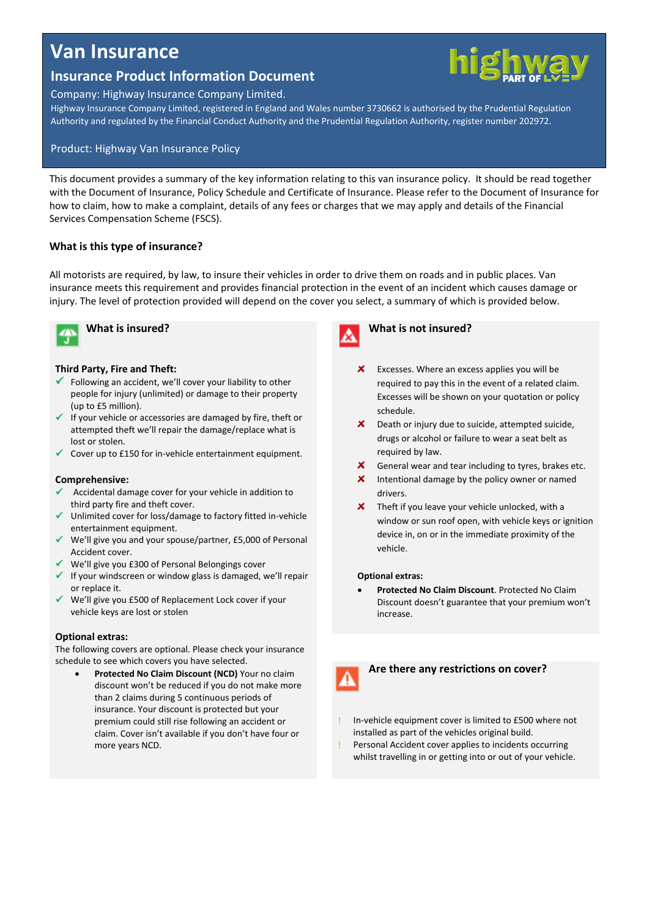# Van Insurance

## Insurance Product Information Document

Company: Highway Insurance Company Limited.

Highway Insurance Company Limited, registered in England and Wales number 3730662 is authorised by the Prudential Regulation Authority and regulated by the Financial Conduct Authority and the Prudential Regulation Authority, register number 202972.

Product: Highway Van Insurance Policy

This document provides a summary of the key information relating to this van insurance policy. It should be read together with the Document of Insurance, Policy Schedule and Certificate of Insurance. Please refer to the Document of Insurance for how to claim, how to make a complaint, details of any fees or charges that we may apply and details of the Financial Services Compensation Scheme (FSCS).

### What is this type of insurance?

All motorists are required, by law, to insure their vehicles in order to drive them on roads and in public places. Van insurance meets this requirement and provides financial protection in the event of an incident which causes damage or injury. The level of protection provided will depend on the cover you select, a summary of which is provided below.

### What is insured?

**Third Party, Fire and Theft:**

- ✓ Following an accident, we'll cover your liability to other people for injury (unlimited) or damage to their property (up to £5 million).
- ✓ If your vehicle or accessories are damaged by fire, theft or attempted theft we'll repair the damage/replace what is lost or stolen.
- ✓ Cover up to £150 for in-vehicle entertainment equipment.

**Comprehensive:**

- ✓ Accidental damage cover for your vehicle in addition to third party fire and theft cover.
- ✓ Unlimited cover for loss/damage to factory fitted in-vehicle entertainment equipment.
- ✓ We'll give you and your spouse/partner, £5,000 of Personal Accident cover.
- ✓ We'll give you £300 of Personal Belongings cover
- ✓ If your windscreen or window glass is damaged, we'll repair or replace it.
- ✓ We'll give you £500 of Replacement Lock cover if your vehicle keys are lost or stolen

**Optional extras:**

The following covers are optional. Please check your insurance schedule to see which covers you have selected.

- **Protected No Claim Discount (NCD)** Your no claim discount won't be reduced if you do not make more than 2 claims during 5 continuous periods of insurance. Your discount is protected but your premium could still rise following an accident or claim. Cover isn't available if you don't have four or more years NCD.

### What is not insured?

- ✗ Excesses. Where an excess applies you will be required to pay this in the event of a related claim. Excesses will be shown on your quotation or policy schedule.
- ✗ Death or injury due to suicide, attempted suicide, drugs or alcohol or failure to wear a seat belt as required by law.
- ✗ General wear and tear including to tyres, brakes etc.
- ✗ Intentional damage by the policy owner or named drivers.
- ✗ Theft if you leave your vehicle unlocked, with a window or sun roof open, with vehicle keys or ignition device in, on or in the immediate proximity of the vehicle.

**Optional extras:**

- **Protected No Claim Discount**. Protected No Claim Discount doesn't guarantee that your premium won't increase.

### Are there any restrictions on cover?

- ! In-vehicle equipment cover is limited to £500 where not installed as part of the vehicles original build.
- ! Personal Accident cover applies to incidents occurring whilst travelling in or getting into or out of your vehicle.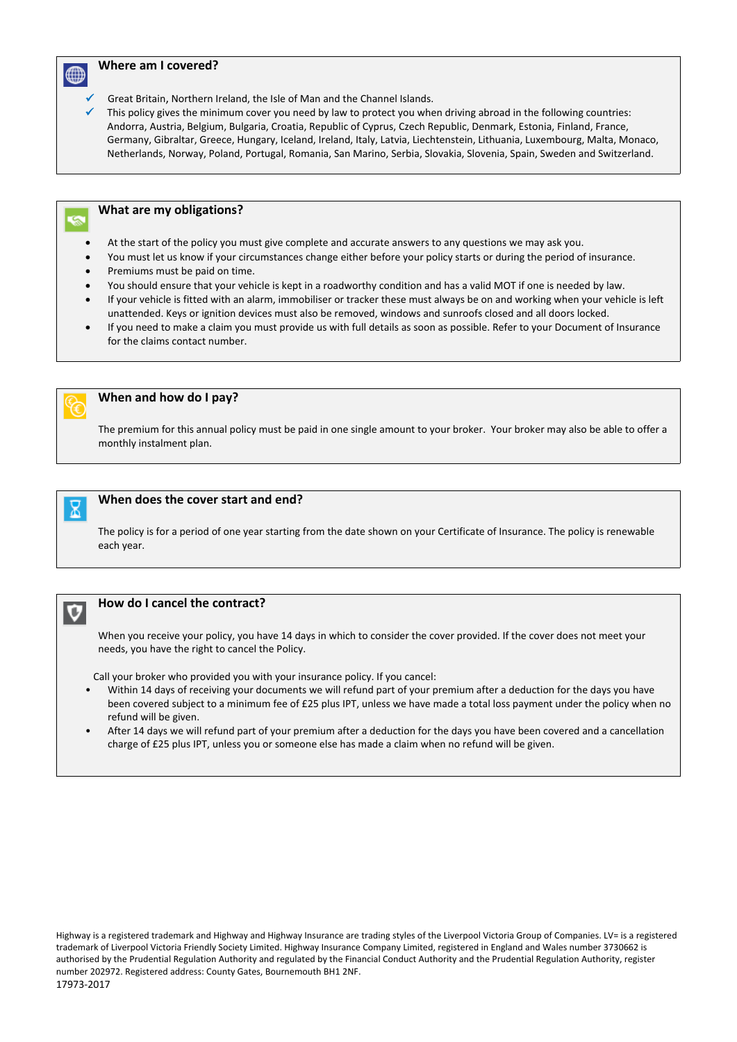## Where am I covered?

- ✓ Great Britain, Northern Ireland, the Isle of Man and the Channel Islands.
- ✓ This policy gives the minimum cover you need by law to protect you when driving abroad in the following countries: Andorra, Austria, Belgium, Bulgaria, Croatia, Republic of Cyprus, Czech Republic, Denmark, Estonia, Finland, France, Germany, Gibraltar, Greece, Hungary, Iceland, Ireland, Italy, Latvia, Liechtenstein, Lithuania, Luxembourg, Malta, Monaco, Netherlands, Norway, Poland, Portugal, Romania, San Marino, Serbia, Slovakia, Slovenia, Spain, Sweden and Switzerland.

## What are my obligations?

- At the start of the policy you must give complete and accurate answers to any questions we may ask you.
- You must let us know if your circumstances change either before your policy starts or during the period of insurance.
- Premiums must be paid on time.
- You should ensure that your vehicle is kept in a roadworthy condition and has a valid MOT if one is needed by law.
- If your vehicle is fitted with an alarm, immobiliser or tracker these must always be on and working when your vehicle is left unattended. Keys or ignition devices must also be removed, windows and sunroofs closed and all doors locked.
- If you need to make a claim you must provide us with full details as soon as possible. Refer to your Document of Insurance for the claims contact number.

## When and how do I pay?

The premium for this annual policy must be paid in one single amount to your broker. Your broker may also be able to offer a monthly instalment plan.

## When does the cover start and end?

The policy is for a period of one year starting from the date shown on your Certificate of Insurance. The policy is renewable each year.

## How do I cancel the contract?

When you receive your policy, you have 14 days in which to consider the cover provided. If the cover does not meet your needs, you have the right to cancel the Policy.

Call your broker who provided you with your insurance policy. If you cancel:

- Within 14 days of receiving your documents we will refund part of your premium after a deduction for the days you have been covered subject to a minimum fee of £25 plus IPT, unless we have made a total loss payment under the policy when no refund will be given.
- After 14 days we will refund part of your premium after a deduction for the days you have been covered and a cancellation charge of £25 plus IPT, unless you or someone else has made a claim when no refund will be given.

Highway is a registered trademark and Highway and Highway Insurance are trading styles of the Liverpool Victoria Group of Companies. LV= is a registered trademark of Liverpool Victoria Friendly Society Limited. Highway Insurance Company Limited, registered in England and Wales number 3730662 is authorised by the Prudential Regulation Authority and regulated by the Financial Conduct Authority and the Prudential Regulation Authority, register number 202972. Registered address: County Gates, Bournemouth BH1 2NF.
17973-2017